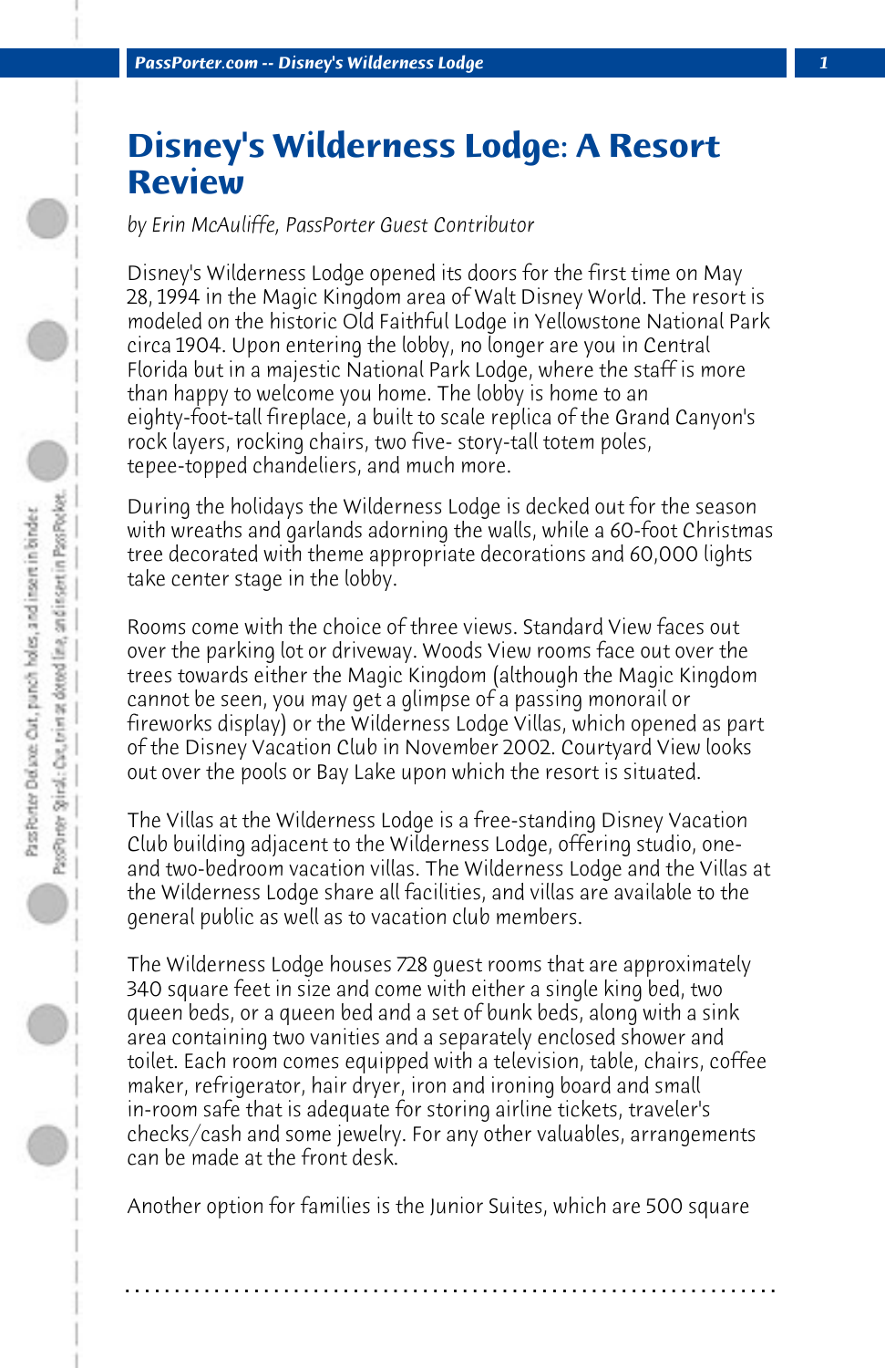# Disney's Wilderness Lodge: A Resort Review

*by Erin McAuliffe, PassPorter Guest Contributor*

Disney's Wilderness Lodge opened its doors for the first time on May 28, 1994 in the Magic Kingdom area of Walt Disney World. The resort is modeled on the historic Old Faithful Lodge in Yellowstone National Park circa 1904. Upon entering the lobby, no longer are you in Central Florida but in a majestic National Park Lodge, where the staff is more than happy to welcome you home. The lobby is home to an eighty-foot-tall fireplace, a built to scale replica of the Grand Canyon's rock layers, rocking chairs, two five- story-tall totem poles, tepee-topped chandeliers, and much more.

During the holidays the Wilderness Lodge is decked out for the season with wreaths and garlands adorning the walls, while a 60-foot Christmas tree decorated with theme appropriate decorations and 60,000 lights take center stage in the lobby.

Rooms come with the choice of three views. Standard View faces out over the parking lot or driveway. Woods View rooms face out over the trees towards either the Magic Kingdom (although the Magic Kingdom cannot be seen, you may get a glimpse of a passing monorail or fireworks display) or the Wilderness Lodge Villas, which opened as part of the Disney Vacation Club in November 2002. Courtyard View looks out over the pools or Bay Lake upon which the resort is situated.

The Villas at the Wilderness Lodge is a free-standing Disney Vacation Club building adjacent to the Wilderness Lodge, offering studio, one- and two-bedroom vacation villas. The Wilderness Lodge and the Villas at the Wilderness Lodge share all facilities, and villas are available to the general public as well as to vacation club members.

The Wilderness Lodge houses 728 guest rooms that are approximately 340 square feet in size and come with either a single king bed, two queen beds, or a queen bed and a set of bunk beds, along with a sink area containing two vanities and a separately enclosed shower and toilet. Each room comes equipped with a television, table, chairs, coffee maker, refrigerator, hair dryer, iron and ironing board and small in-room safe that is adequate for storing airline tickets, traveler's checks/cash and some jewelry. For any other valuables, arrangements can be made at the front desk.

Another option for families is the Junior Suites, which are 500 square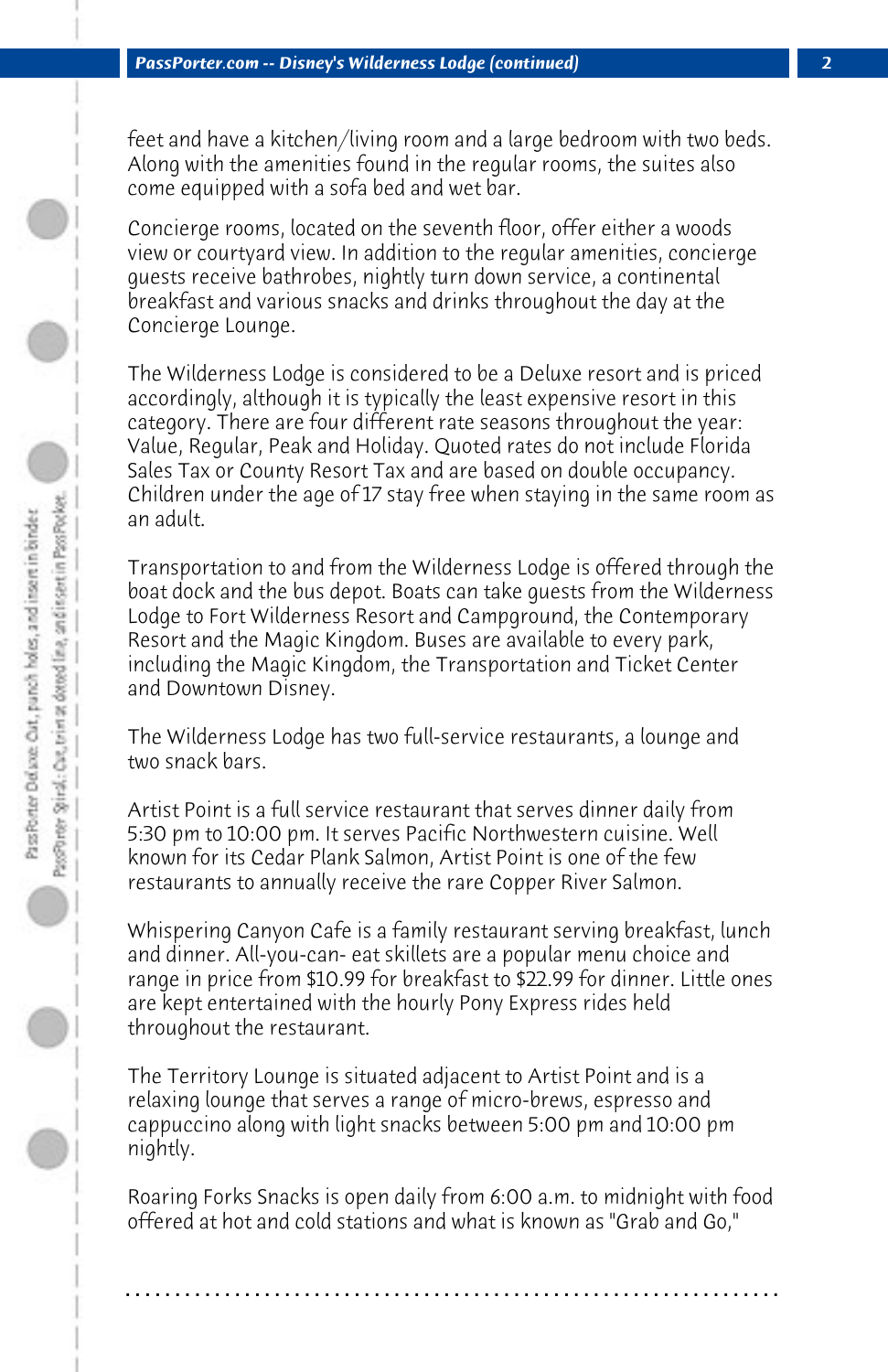feet and have a kitchen/living room and a large bedroom with two beds. Along with the amenities found in the regular rooms, the suites also come equipped with a sofa bed and wet bar.

Concierge rooms, located on the seventh floor, offer either a woods view or courtyard view. In addition to the regular amenities, concierge guests receive bathrobes, nightly turn down service, a continental breakfast and various snacks and drinks throughout the day at the Concierge Lounge.

The Wilderness Lodge is considered to be a Deluxe resort and is priced accordingly, although it is typically the least expensive resort in this category. There are four different rate seasons throughout the year: Value, Regular, Peak and Holiday. Quoted rates do not include Florida Sales Tax or County Resort Tax and are based on double occupancy. Children under the age of 17 stay free when staying in the same room as an adult.

Transportation to and from the Wilderness Lodge is offered through the boat dock and the bus depot. Boats can take guests from the Wilderness Lodge to Fort Wilderness Resort and Campground, the Contemporary Resort and the Magic Kingdom. Buses are available to every park, including the Magic Kingdom, the Transportation and Ticket Center and Downtown Disney.

The Wilderness Lodge has two full-service restaurants, a lounge and two snack bars.

Artist Point is a full service restaurant that serves dinner daily from 5:30 pm to 10:00 pm. It serves Pacific Northwestern cuisine. Well known for its Cedar Plank Salmon, Artist Point is one of the few restaurants to annually receive the rare Copper River Salmon.

Whispering Canyon Cafe is a family restaurant serving breakfast, lunch and dinner. All-you-can- eat skillets are a popular menu choice and range in price from $10.99 for breakfast to $22.99 for dinner. Little ones are kept entertained with the hourly Pony Express rides held throughout the restaurant.

The Territory Lounge is situated adjacent to Artist Point and is a relaxing lounge that serves a range of micro-brews, espresso and cappuccino along with light snacks between 5:00 pm and 10:00 pm nightly.

Roaring Forks Snacks is open daily from 6:00 a.m. to midnight with food offered at hot and cold stations and what is known as "Grab and Go,"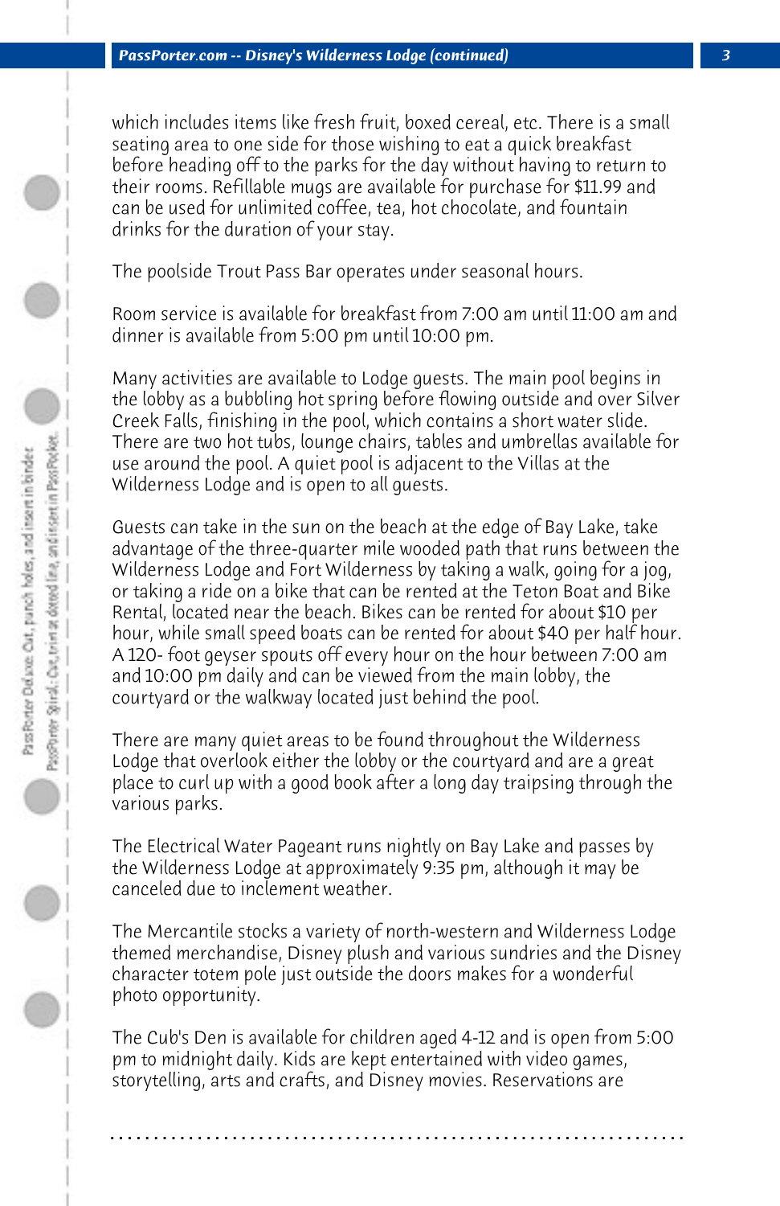which includes items like fresh fruit, boxed cereal, etc. There is a small seating area to one side for those wishing to eat a quick breakfast before heading off to the parks for the day without having to return to their rooms. Refillable mugs are available for purchase for $11.99 and can be used for unlimited coffee, tea, hot chocolate, and fountain drinks for the duration of your stay.

The poolside Trout Pass Bar operates under seasonal hours.

Room service is available for breakfast from 7:00 am until 11:00 am and dinner is available from 5:00 pm until 10:00 pm.

Many activities are available to Lodge guests. The main pool begins in the lobby as a bubbling hot spring before flowing outside and over Silver Creek Falls, finishing in the pool, which contains a short water slide. There are two hot tubs, lounge chairs, tables and umbrellas available for use around the pool. A quiet pool is adjacent to the Villas at the Wilderness Lodge and is open to all guests.

Guests can take in the sun on the beach at the edge of Bay Lake, take advantage of the three-quarter mile wooded path that runs between the Wilderness Lodge and Fort Wilderness by taking a walk, going for a jog, or taking a ride on a bike that can be rented at the Teton Boat and Bike Rental, located near the beach. Bikes can be rented for about $10 per hour, while small speed boats can be rented for about $40 per half hour. A 120- foot geyser spouts off every hour on the hour between 7:00 am and 10:00 pm daily and can be viewed from the main lobby, the courtyard or the walkway located just behind the pool.

There are many quiet areas to be found throughout the Wilderness Lodge that overlook either the lobby or the courtyard and are a great place to curl up with a good book after a long day traipsing through the various parks.

The Electrical Water Pageant runs nightly on Bay Lake and passes by the Wilderness Lodge at approximately 9:35 pm, although it may be canceled due to inclement weather.

The Mercantile stocks a variety of north-western and Wilderness Lodge themed merchandise, Disney plush and various sundries and the Disney character totem pole just outside the doors makes for a wonderful photo opportunity.

The Cub's Den is available for children aged 4-12 and is open from 5:00 pm to midnight daily. Kids are kept entertained with video games, storytelling, arts and crafts, and Disney movies. Reservations are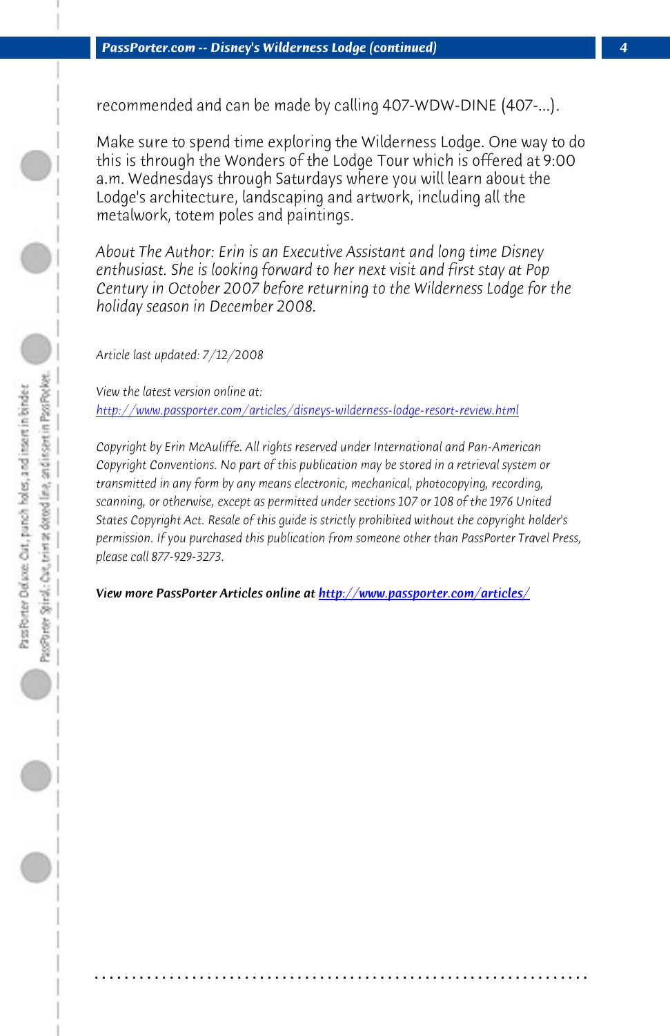recommended and can be made by calling 407-WDW-DINE (407-...).

Make sure to spend time exploring the Wilderness Lodge. One way to do this is through the Wonders of the Lodge Tour which is offered at 9:00 a.m. Wednesdays through Saturdays where you will learn about the Lodge's architecture, landscaping and artwork, including all the metalwork, totem poles and paintings.

*About The Author: Erin is an Executive Assistant and long time Disney enthusiast. She is looking forward to her next visit and first stay at Pop Century in October 2007 before returning to the Wilderness Lodge for the holiday season in December 2008.*

*Article last updated: 7/12/2008*

*View the latest version online at:*
*http://www.passporter.com/articles/disneys-wilderness-lodge-resort-review.html*

*Copyright by Erin McAuliffe. All rights reserved under International and Pan-American Copyright Conventions. No part of this publication may be stored in a retrieval system or transmitted in any form by any means electronic, mechanical, photocopying, recording, scanning, or otherwise, except as permitted under sections 107 or 108 of the 1976 United States Copyright Act. Resale of this guide is strictly prohibited without the copyright holder's permission. If you purchased this publication from someone other than PassPorter Travel Press, please call 877-929-3273.*

***View more PassPorter Articles online at http://www.passporter.com/articles/***